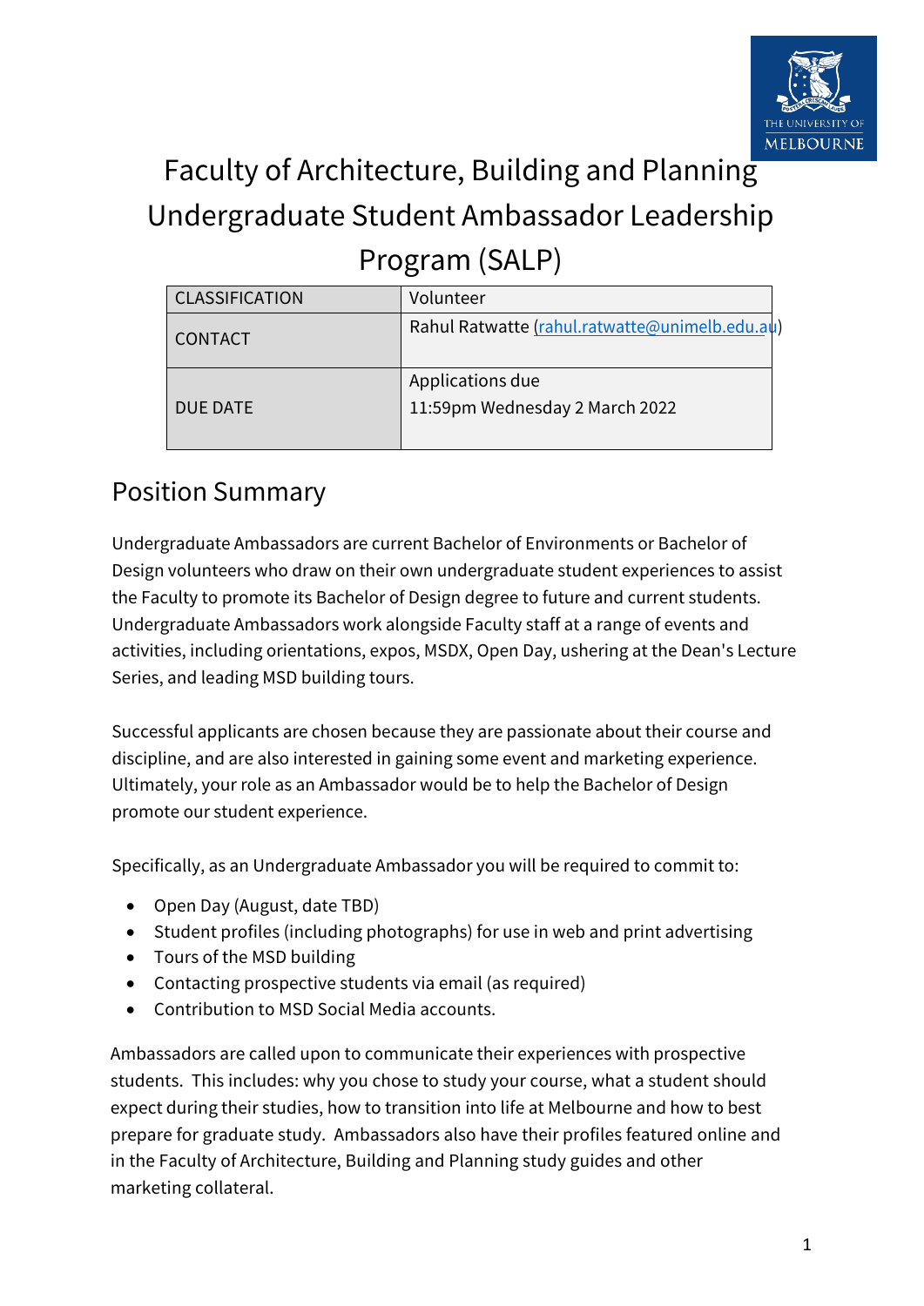# Faculty of Architecture, Building and Planning Undergraduate Student Ambassador Leadership Program (SALP)

| CLASSIFICATION | Volunteer |
|---|---|
| CONTACT | Rahul Ratwatte (rahul.ratwatte@unimelb.edu.au) |
| DUE DATE | Applications due<br>11:59pm Wednesday 2 March 2022 |

## Position Summary

Undergraduate Ambassadors are current Bachelor of Environments or Bachelor of Design volunteers who draw on their own undergraduate student experiences to assist the Faculty to promote its Bachelor of Design degree to future and current students. Undergraduate Ambassadors work alongside Faculty staff at a range of events and activities, including orientations, expos, MSDX, Open Day, ushering at the Dean's Lecture Series, and leading MSD building tours.

Successful applicants are chosen because they are passionate about their course and discipline, and are also interested in gaining some event and marketing experience. Ultimately, your role as an Ambassador would be to help the Bachelor of Design promote our student experience.

Specifically, as an Undergraduate Ambassador you will be required to commit to:

- Open Day (August, date TBD)
- Student profiles (including photographs) for use in web and print advertising
- Tours of the MSD building
- Contacting prospective students via email (as required)
- Contribution to MSD Social Media accounts.

Ambassadors are called upon to communicate their experiences with prospective students. This includes: why you chose to study your course, what a student should expect during their studies, how to transition into life at Melbourne and how to best prepare for graduate study. Ambassadors also have their profiles featured online and in the Faculty of Architecture, Building and Planning study guides and other marketing collateral.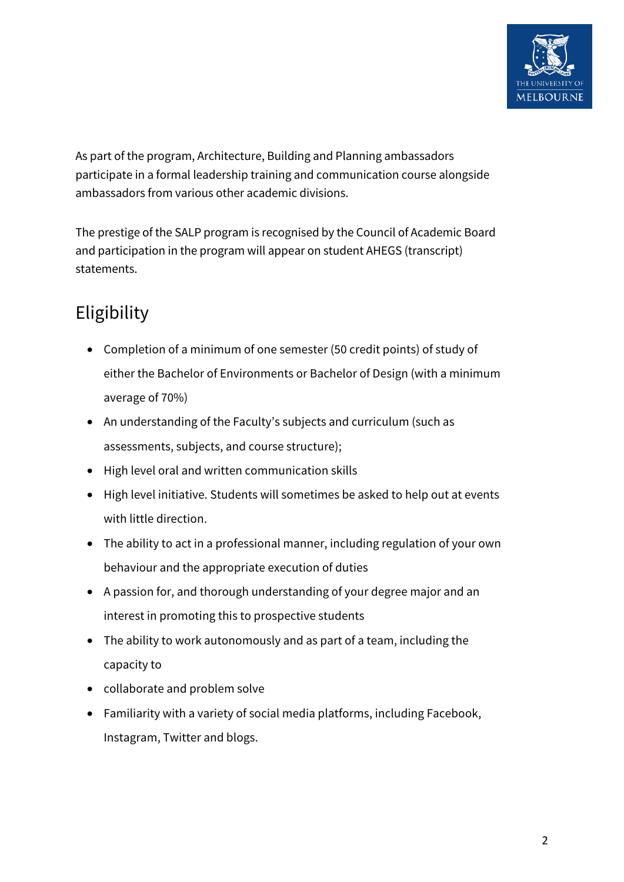As part of the program, Architecture, Building and Planning ambassadors participate in a formal leadership training and communication course alongside ambassadors from various other academic divisions.

The prestige of the SALP program is recognised by the Council of Academic Board and participation in the program will appear on student AHEGS (transcript) statements.

## Eligibility

- Completion of a minimum of one semester (50 credit points) of study of either the Bachelor of Environments or Bachelor of Design (with a minimum average of 70%)
- An understanding of the Faculty's subjects and curriculum (such as assessments, subjects, and course structure);
- High level oral and written communication skills
- High level initiative. Students will sometimes be asked to help out at events with little direction.
- The ability to act in a professional manner, including regulation of your own behaviour and the appropriate execution of duties
- A passion for, and thorough understanding of your degree major and an interest in promoting this to prospective students
- The ability to work autonomously and as part of a team, including the capacity to
- collaborate and problem solve
- Familiarity with a variety of social media platforms, including Facebook, Instagram, Twitter and blogs.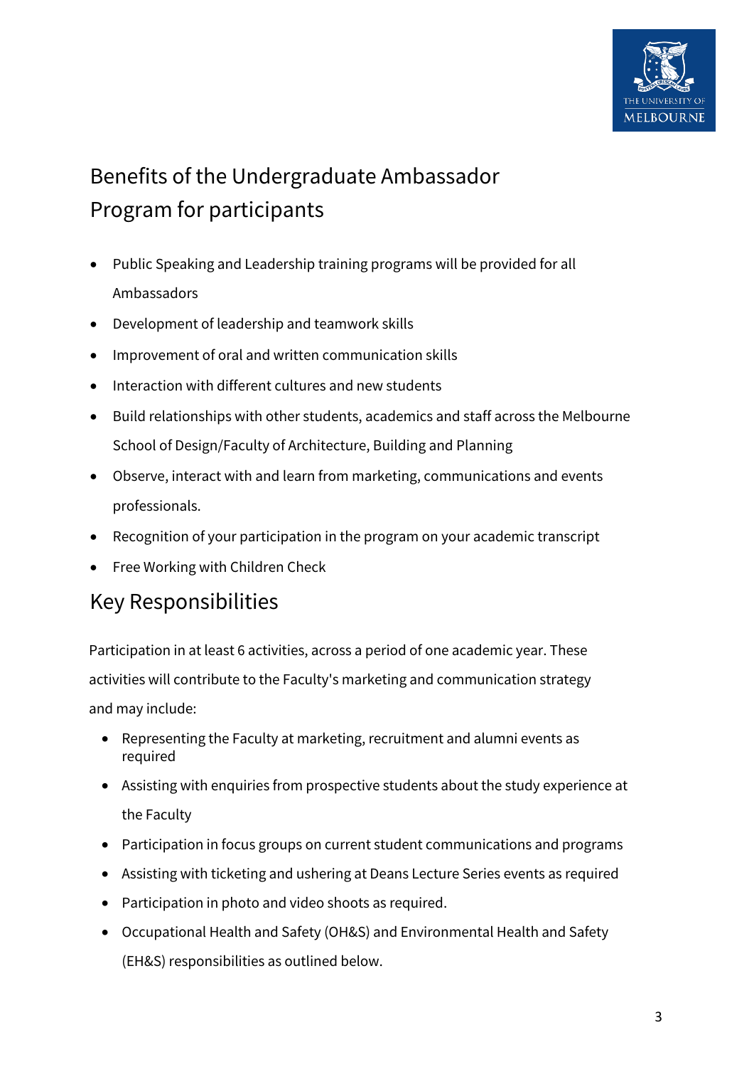## Benefits of the Undergraduate Ambassador Program for participants

- Public Speaking and Leadership training programs will be provided for all Ambassadors
- Development of leadership and teamwork skills
- Improvement of oral and written communication skills
- Interaction with different cultures and new students
- Build relationships with other students, academics and staff across the Melbourne School of Design/Faculty of Architecture, Building and Planning
- Observe, interact with and learn from marketing, communications and events professionals.
- Recognition of your participation in the program on your academic transcript
- Free Working with Children Check

## Key Responsibilities

Participation in at least 6 activities, across a period of one academic year. These activities will contribute to the Faculty's marketing and communication strategy and may include:

- Representing the Faculty at marketing, recruitment and alumni events as required
- Assisting with enquiries from prospective students about the study experience at the Faculty
- Participation in focus groups on current student communications and programs
- Assisting with ticketing and ushering at Deans Lecture Series events as required
- Participation in photo and video shoots as required.
- Occupational Health and Safety (OH&S) and Environmental Health and Safety (EH&S) responsibilities as outlined below.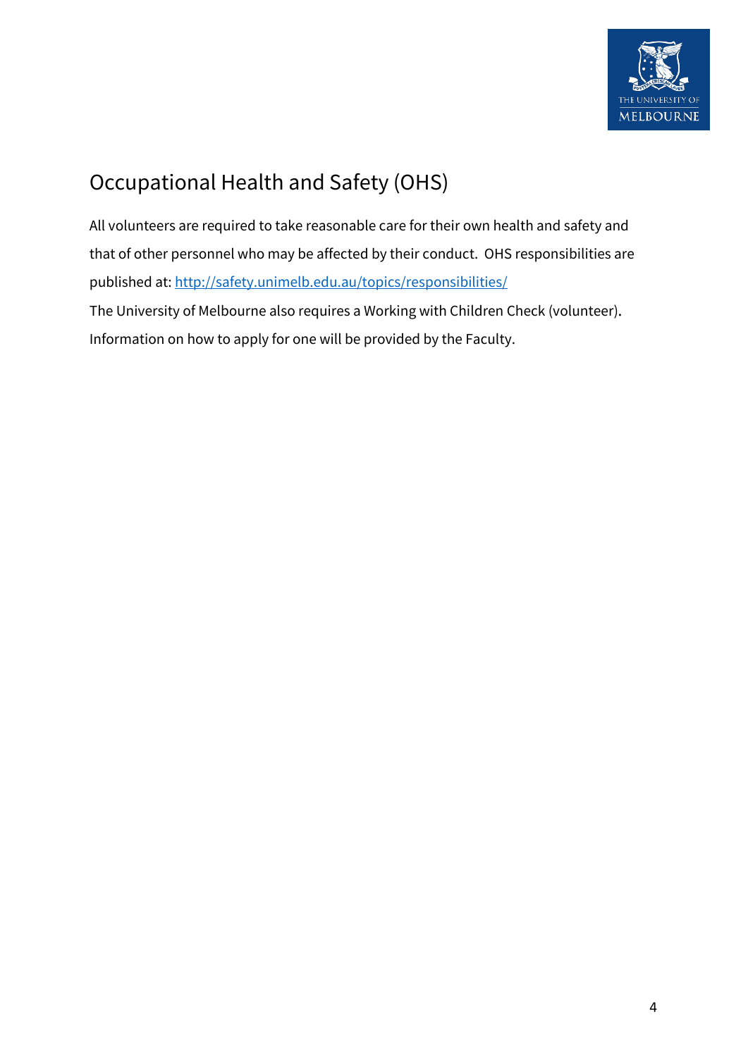## Occupational Health and Safety (OHS)

All volunteers are required to take reasonable care for their own health and safety and that of other personnel who may be affected by their conduct. OHS responsibilities are published at: [http://safety.unimelb.edu.au/topics/responsibilities/](http://safety.unimelb.edu.au/topics/responsibilities/)

The University of Melbourne also requires a Working with Children Check (volunteer). Information on how to apply for one will be provided by the Faculty.